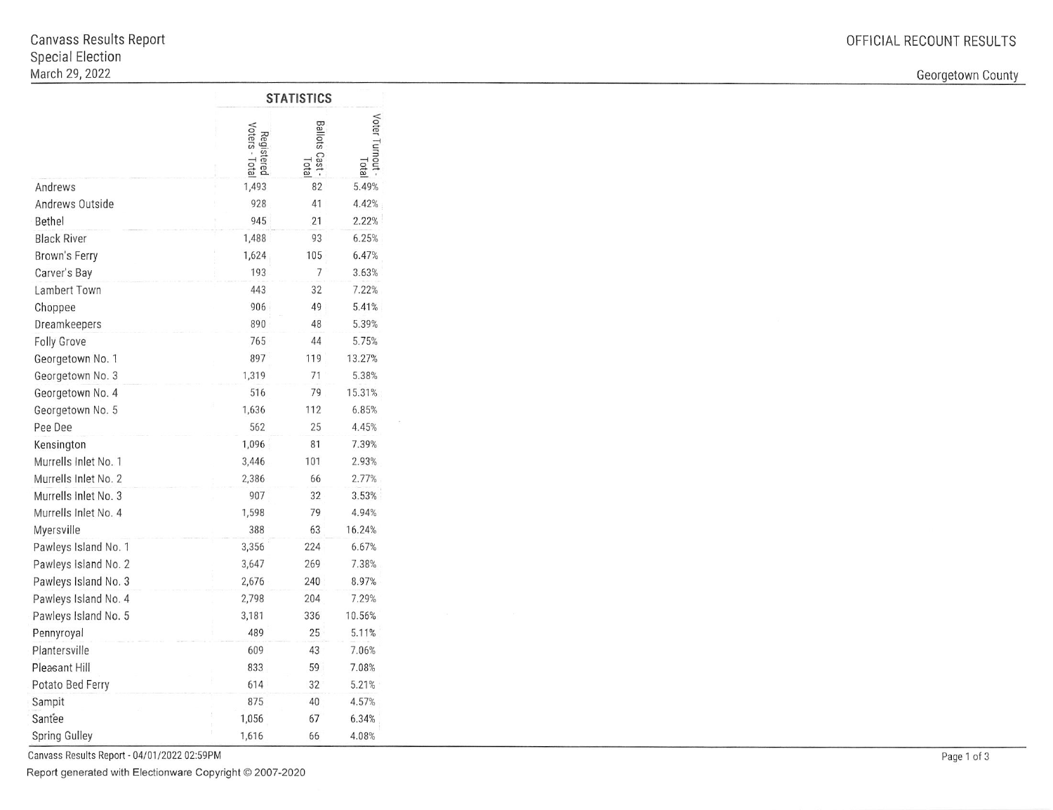Canvass Results Report
Special Election
March 29, 2022

OFFICIAL RECOUNT RESULTS

Georgetown County

## STATISTICS

| | Registered Voters - Total | Ballots Cast - Total | Voter Turnout - Total |
|---|---|---|---|
| Andrews | 1,493 | 82 | 5.49% |
| Andrews Outside | 928 | 41 | 4.42% |
| Bethel | 945 | 21 | 2.22% |
| Black River | 1,488 | 93 | 6.25% |
| Brown's Ferry | 1,624 | 105 | 6.47% |
| Carver's Bay | 193 | 7 | 3.63% |
| Lambert Town | 443 | 32 | 7.22% |
| Choppee | 906 | 49 | 5.41% |
| Dreamkeepers | 890 | 48 | 5.39% |
| Folly Grove | 765 | 44 | 5.75% |
| Georgetown No. 1 | 897 | 119 | 13.27% |
| Georgetown No. 3 | 1,319 | 71 | 5.38% |
| Georgetown No. 4 | 516 | 79 | 15.31% |
| Georgetown No. 5 | 1,636 | 112 | 6.85% |
| Pee Dee | 562 | 25 | 4.45% |
| Kensington | 1,096 | 81 | 7.39% |
| Murrells Inlet No. 1 | 3,446 | 101 | 2.93% |
| Murrells Inlet No. 2 | 2,386 | 66 | 2.77% |
| Murrells Inlet No. 3 | 907 | 32 | 3.53% |
| Murrells Inlet No. 4 | 1,598 | 79 | 4.94% |
| Myersville | 388 | 63 | 16.24% |
| Pawleys Island No. 1 | 3,356 | 224 | 6.67% |
| Pawleys Island No. 2 | 3,647 | 269 | 7.38% |
| Pawleys Island No. 3 | 2,676 | 240 | 8.97% |
| Pawleys Island No. 4 | 2,798 | 204 | 7.29% |
| Pawleys Island No. 5 | 3,181 | 336 | 10.56% |
| Pennyroyal | 489 | 25 | 5.11% |
| Plantersville | 609 | 43 | 7.06% |
| Pleasant Hill | 833 | 59 | 7.08% |
| Potato Bed Ferry | 614 | 32 | 5.21% |
| Sampit | 875 | 40 | 4.57% |
| Santee | 1,056 | 67 | 6.34% |
| Spring Gulley | 1,616 | 66 | 4.08% |

Canvass Results Report - 04/01/2022 02:59PM

Report generated with Electionware Copyright © 2007-2020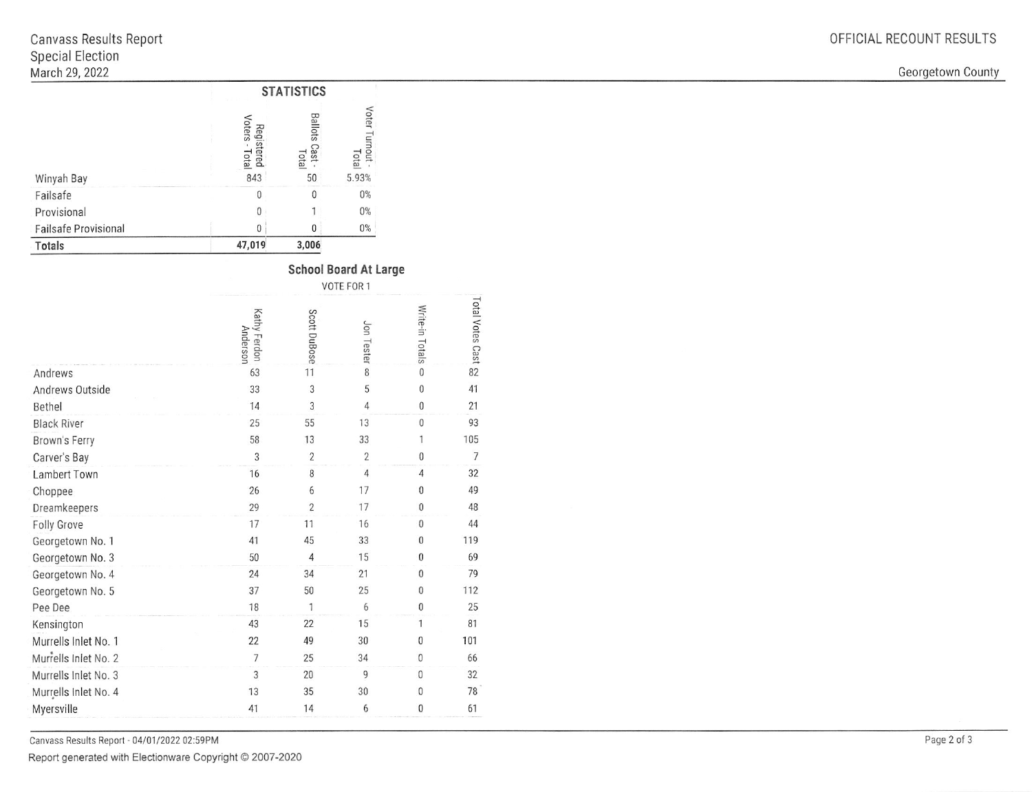Canvass Results Report
Special Election
March 29, 2022

OFFICIAL RECOUNT RESULTS

Georgetown County

## STATISTICS

| | Registered Voters - Total | Ballots Cast - Total | Voter Turnout - Total |
|---|---|---|---|
| Winyah Bay | 843 | 50 | 5.93% |
| Failsafe | 0 | 0 | 0% |
| Provisional | 0 | 1 | 0% |
| Failsafe Provisional | 0 | 0 | 0% |
| **Totals** | **47,019** | **3,006** | |

## School Board At Large

VOTE FOR 1

| | Kathy Ferdon Anderson | Scott DuBose | Jon Tester | Write-in Totals | Total Votes Cast |
|---|---|---|---|---|---|
| Andrews | 63 | 11 | 8 | 0 | 82 |
| Andrews Outside | 33 | 3 | 5 | 0 | 41 |
| Bethel | 14 | 3 | 4 | 0 | 21 |
| Black River | 25 | 55 | 13 | 0 | 93 |
| Brown's Ferry | 58 | 13 | 33 | 1 | 105 |
| Carver's Bay | 3 | 2 | 2 | 0 | 7 |
| Lambert Town | 16 | 8 | 4 | 4 | 32 |
| Choppee | 26 | 6 | 17 | 0 | 49 |
| Dreamkeepers | 29 | 2 | 17 | 0 | 48 |
| Folly Grove | 17 | 11 | 16 | 0 | 44 |
| Georgetown No. 1 | 41 | 45 | 33 | 0 | 119 |
| Georgetown No. 3 | 50 | 4 | 15 | 0 | 69 |
| Georgetown No. 4 | 24 | 34 | 21 | 0 | 79 |
| Georgetown No. 5 | 37 | 50 | 25 | 0 | 112 |
| Pee Dee | 18 | 1 | 6 | 0 | 25 |
| Kensington | 43 | 22 | 15 | 1 | 81 |
| Murrells Inlet No. 1 | 22 | 49 | 30 | 0 | 101 |
| Murrells Inlet No. 2 | 7 | 25 | 34 | 0 | 66 |
| Murrells Inlet No. 3 | 3 | 20 | 9 | 0 | 32 |
| Murrells Inlet No. 4 | 13 | 35 | 30 | 0 | 78 |
| Myersville | 41 | 14 | 6 | 0 | 61 |

Canvass Results Report - 04/01/2022 02:59PM

Report generated with Electionware Copyright © 2007-2020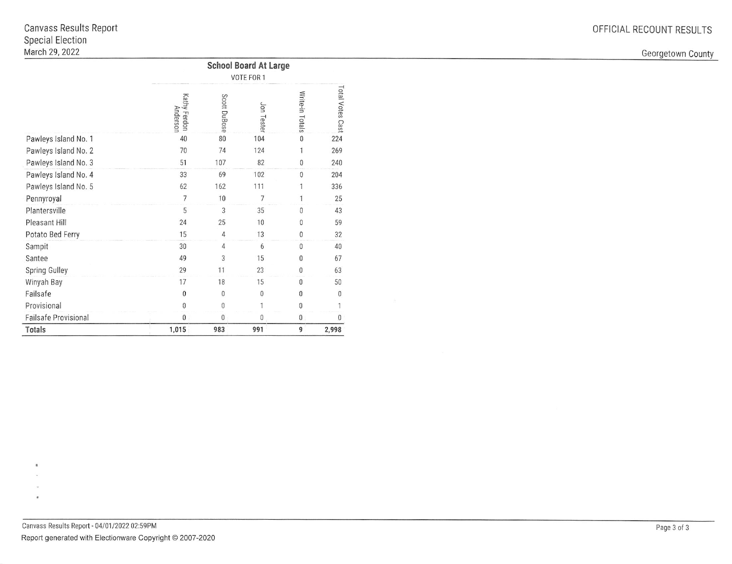Canvass Results Report
Special Election
March 29, 2022

OFFICIAL RECOUNT RESULTS

Georgetown County

## School Board At Large

VOTE FOR 1

| | Kathy Ferdon Anderson | Scott DuBose | Jon Tester | Write-in Totals | Total Votes Cast |
|---|---|---|---|---|---|
| Pawleys Island No. 1 | 40 | 80 | 104 | 0 | 224 |
| Pawleys Island No. 2 | 70 | 74 | 124 | 1 | 269 |
| Pawleys Island No. 3 | 51 | 107 | 82 | 0 | 240 |
| Pawleys Island No. 4 | 33 | 69 | 102 | 0 | 204 |
| Pawleys Island No. 5 | 62 | 162 | 111 | 1 | 336 |
| Pennyroyal | 7 | 10 | 7 | 1 | 25 |
| Plantersville | 5 | 3 | 35 | 0 | 43 |
| Pleasant Hill | 24 | 25 | 10 | 0 | 59 |
| Potato Bed Ferry | 15 | 4 | 13 | 0 | 32 |
| Sampit | 30 | 4 | 6 | 0 | 40 |
| Santee | 49 | 3 | 15 | 0 | 67 |
| Spring Gulley | 29 | 11 | 23 | 0 | 63 |
| Winyah Bay | 17 | 18 | 15 | 0 | 50 |
| Failsafe | 0 | 0 | 0 | 0 | 0 |
| Provisional | 0 | 0 | 1 | 0 | 1 |
| Failsafe Provisional | 0 | 0 | 0 | 0 | 0 |
| **Totals** | **1,015** | **983** | **991** | **9** | **2,998** |

Canvass Results Report - 04/01/2022 02:59PM

Report generated with Electionware Copyright © 2007-2020